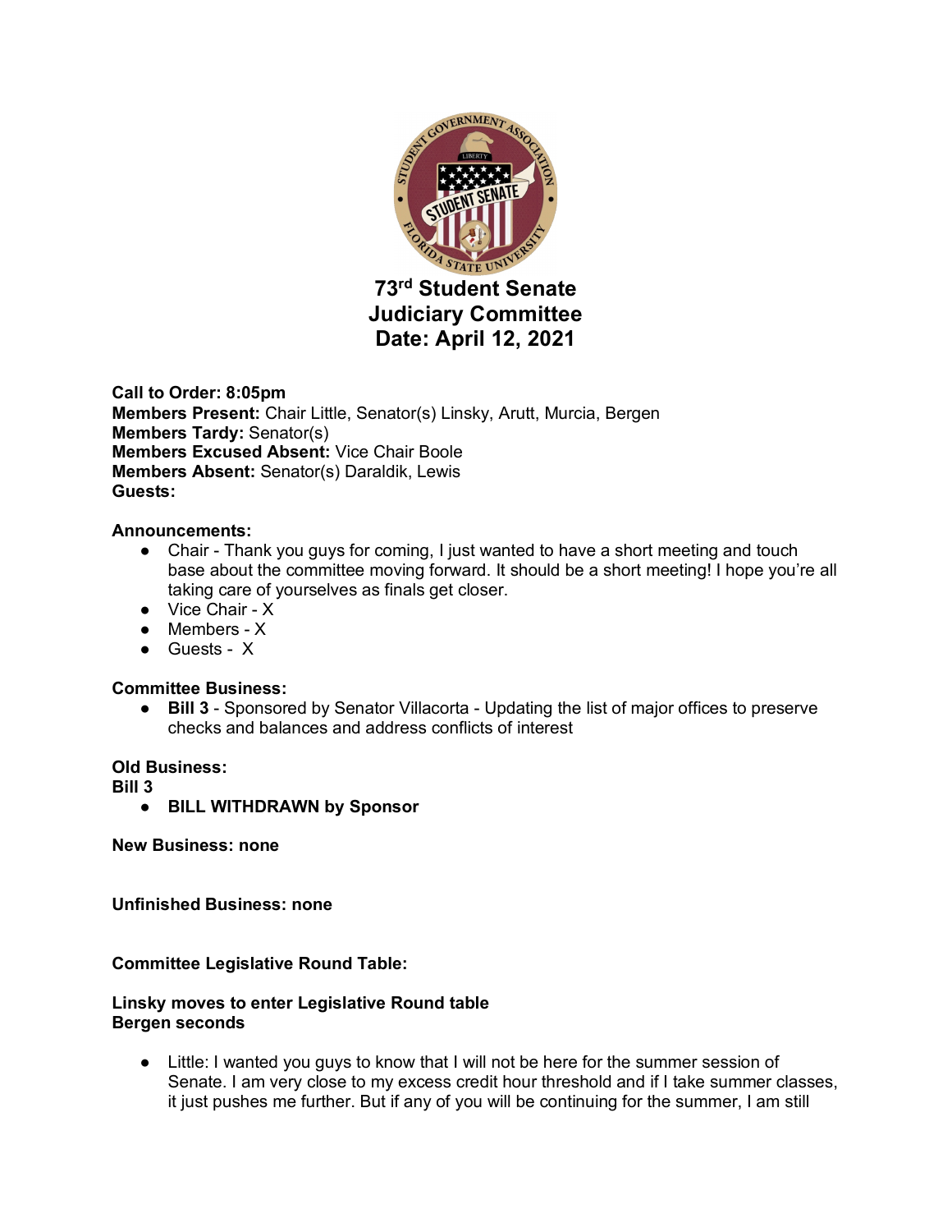# 73rd Student Senate
# Judiciary Committee
# Date: April 12, 2021

**Call to Order: 8:05pm**
**Members Present:** Chair Little, Senator(s) Linsky, Arutt, Murcia, Bergen
**Members Tardy:** Senator(s)
**Members Excused Absent:** Vice Chair Boole
**Members Absent:** Senator(s) Daraldik, Lewis
**Guests:**

**Announcements:**

- Chair - Thank you guys for coming, I just wanted to have a short meeting and touch base about the committee moving forward. It should be a short meeting! I hope you're all taking care of yourselves as finals get closer.
- Vice Chair - X
- Members - X
- Guests - X

**Committee Business:**

- **Bill 3** - Sponsored by Senator Villacorta - Updating the list of major offices to preserve checks and balances and address conflicts of interest

**Old Business:**
**Bill 3**

- **BILL WITHDRAWN by Sponsor**

**New Business: none**

**Unfinished Business: none**

**Committee Legislative Round Table:**

**Linsky moves to enter Legislative Round table**
**Bergen seconds**

- Little: I wanted you guys to know that I will not be here for the summer session of Senate. I am very close to my excess credit hour threshold and if I take summer classes, it just pushes me further. But if any of you will be continuing for the summer, I am still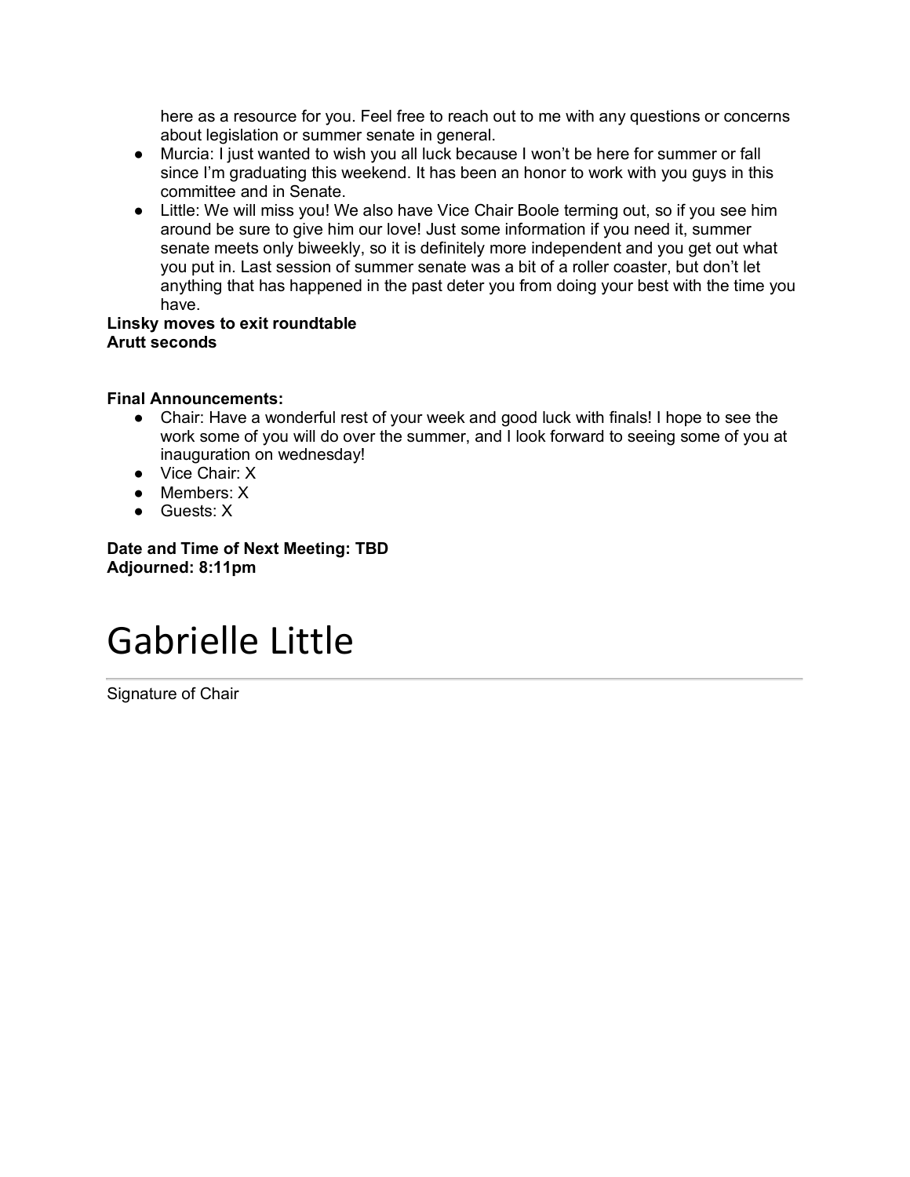here as a resource for you. Feel free to reach out to me with any questions or concerns about legislation or summer senate in general.

- Murcia: I just wanted to wish you all luck because I won't be here for summer or fall since I'm graduating this weekend. It has been an honor to work with you guys in this committee and in Senate.
- Little: We will miss you! We also have Vice Chair Boole terming out, so if you see him around be sure to give him our love! Just some information if you need it, summer senate meets only biweekly, so it is definitely more independent and you get out what you put in. Last session of summer senate was a bit of a roller coaster, but don't let anything that has happened in the past deter you from doing your best with the time you have.

**Linsky moves to exit roundtable**
**Arutt seconds**

**Final Announcements:**

- Chair: Have a wonderful rest of your week and good luck with finals! I hope to see the work some of you will do over the summer, and I look forward to seeing some of you at inauguration on wednesday!
- Vice Chair: X
- Members: X
- Guests: X

**Date and Time of Next Meeting: TBD**
**Adjourned: 8:11pm**

Gabrielle Little

---

Signature of Chair